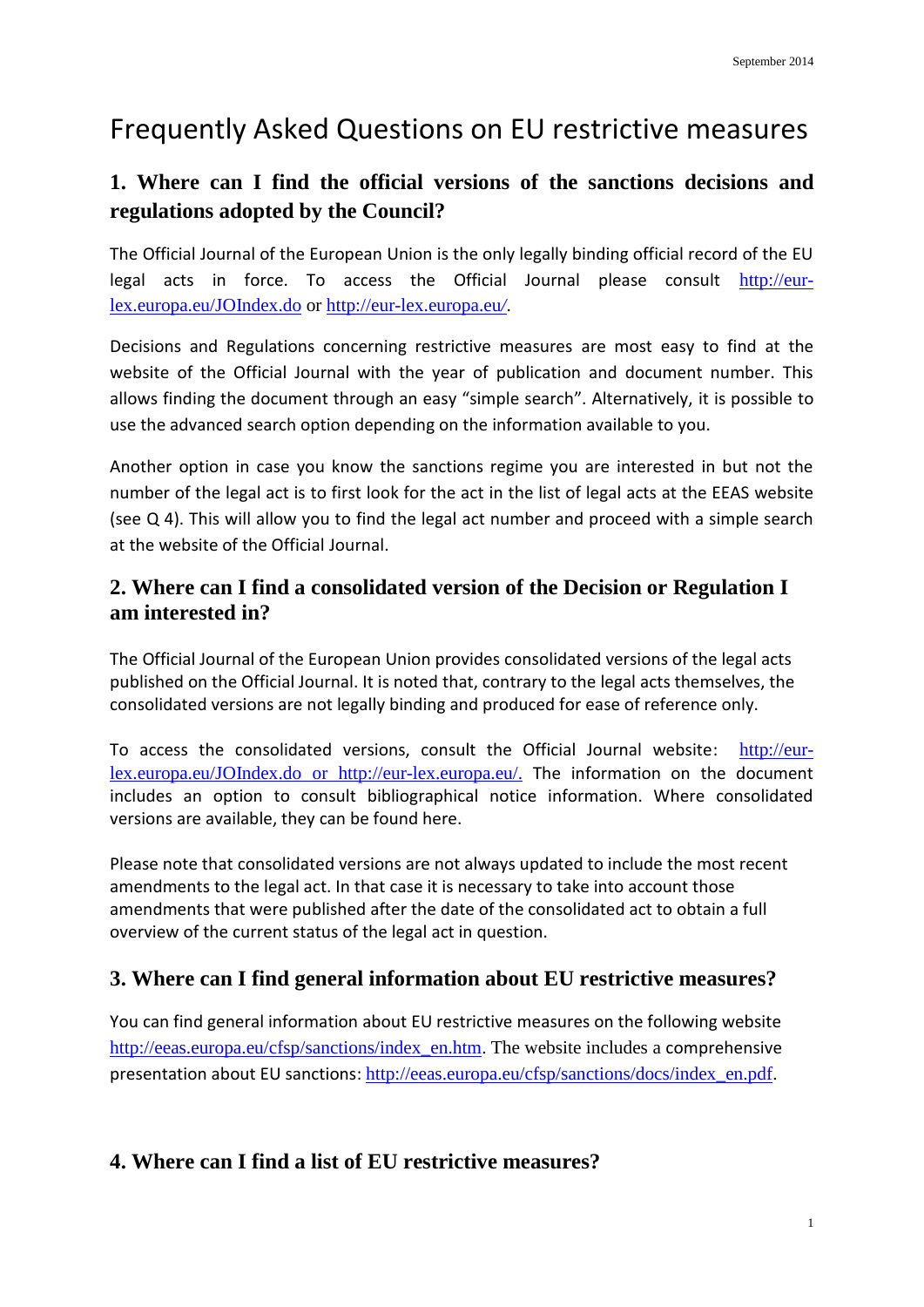September 2014

# Frequently Asked Questions on EU restrictive measures

## 1. Where can I find the official versions of the sanctions decisions and regulations adopted by the Council?

The Official Journal of the European Union is the only legally binding official record of the EU legal acts in force. To access the Official Journal please consult http://eur-lex.europa.eu/JOIndex.do or http://eur-lex.europa.eu/.

Decisions and Regulations concerning restrictive measures are most easy to find at the website of the Official Journal with the year of publication and document number. This allows finding the document through an easy "simple search". Alternatively, it is possible to use the advanced search option depending on the information available to you.

Another option in case you know the sanctions regime you are interested in but not the number of the legal act is to first look for the act in the list of legal acts at the EEAS website (see Q 4). This will allow you to find the legal act number and proceed with a simple search at the website of the Official Journal.

## 2. Where can I find a consolidated version of the Decision or Regulation I am interested in?

The Official Journal of the European Union provides consolidated versions of the legal acts published on the Official Journal. It is noted that, contrary to the legal acts themselves, the consolidated versions are not legally binding and produced for ease of reference only.

To access the consolidated versions, consult the Official Journal website: http://eur-lex.europa.eu/JOIndex.do or http://eur-lex.europa.eu/. The information on the document includes an option to consult bibliographical notice information. Where consolidated versions are available, they can be found here.

Please note that consolidated versions are not always updated to include the most recent amendments to the legal act. In that case it is necessary to take into account those amendments that were published after the date of the consolidated act to obtain a full overview of the current status of the legal act in question.

## 3. Where can I find general information about EU restrictive measures?

You can find general information about EU restrictive measures on the following website http://eeas.europa.eu/cfsp/sanctions/index_en.htm. The website includes a comprehensive presentation about EU sanctions: http://eeas.europa.eu/cfsp/sanctions/docs/index_en.pdf.

## 4. Where can I find a list of EU restrictive measures?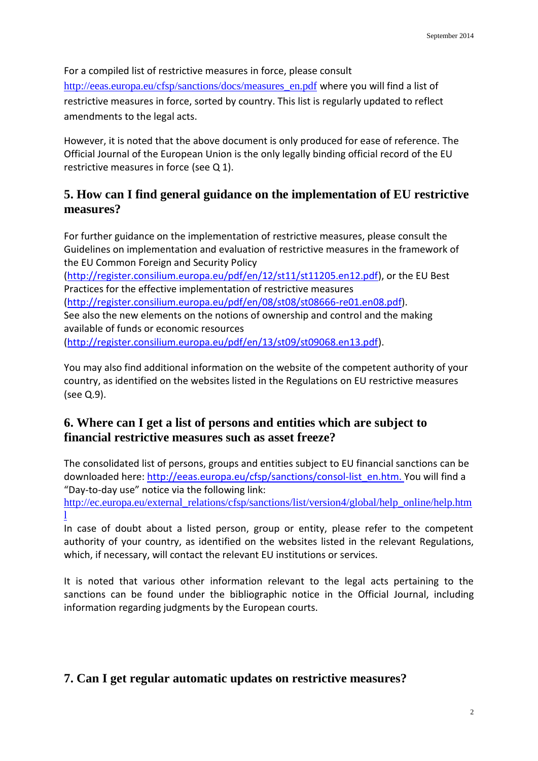For a compiled list of restrictive measures in force, please consult http://eeas.europa.eu/cfsp/sanctions/docs/measures_en.pdf where you will find a list of restrictive measures in force, sorted by country. This list is regularly updated to reflect amendments to the legal acts.

However, it is noted that the above document is only produced for ease of reference. The Official Journal of the European Union is the only legally binding official record of the EU restrictive measures in force (see Q 1).

## 5. How can I find general guidance on the implementation of EU restrictive measures?

For further guidance on the implementation of restrictive measures, please consult the Guidelines on implementation and evaluation of restrictive measures in the framework of the EU Common Foreign and Security Policy (http://register.consilium.europa.eu/pdf/en/12/st11/st11205.en12.pdf), or the EU Best Practices for the effective implementation of restrictive measures (http://register.consilium.europa.eu/pdf/en/08/st08/st08666-re01.en08.pdf). See also the new elements on the notions of ownership and control and the making available of funds or economic resources (http://register.consilium.europa.eu/pdf/en/13/st09/st09068.en13.pdf).

You may also find additional information on the website of the competent authority of your country, as identified on the websites listed in the Regulations on EU restrictive measures (see Q.9).

## 6. Where can I get a list of persons and entities which are subject to financial restrictive measures such as asset freeze?

The consolidated list of persons, groups and entities subject to EU financial sanctions can be downloaded here: http://eeas.europa.eu/cfsp/sanctions/consol-list_en.htm. You will find a "Day-to-day use" notice via the following link: http://ec.europa.eu/external_relations/cfsp/sanctions/list/version4/global/help_online/help.html

In case of doubt about a listed person, group or entity, please refer to the competent authority of your country, as identified on the websites listed in the relevant Regulations, which, if necessary, will contact the relevant EU institutions or services.

It is noted that various other information relevant to the legal acts pertaining to the sanctions can be found under the bibliographic notice in the Official Journal, including information regarding judgments by the European courts.

## 7. Can I get regular automatic updates on restrictive measures?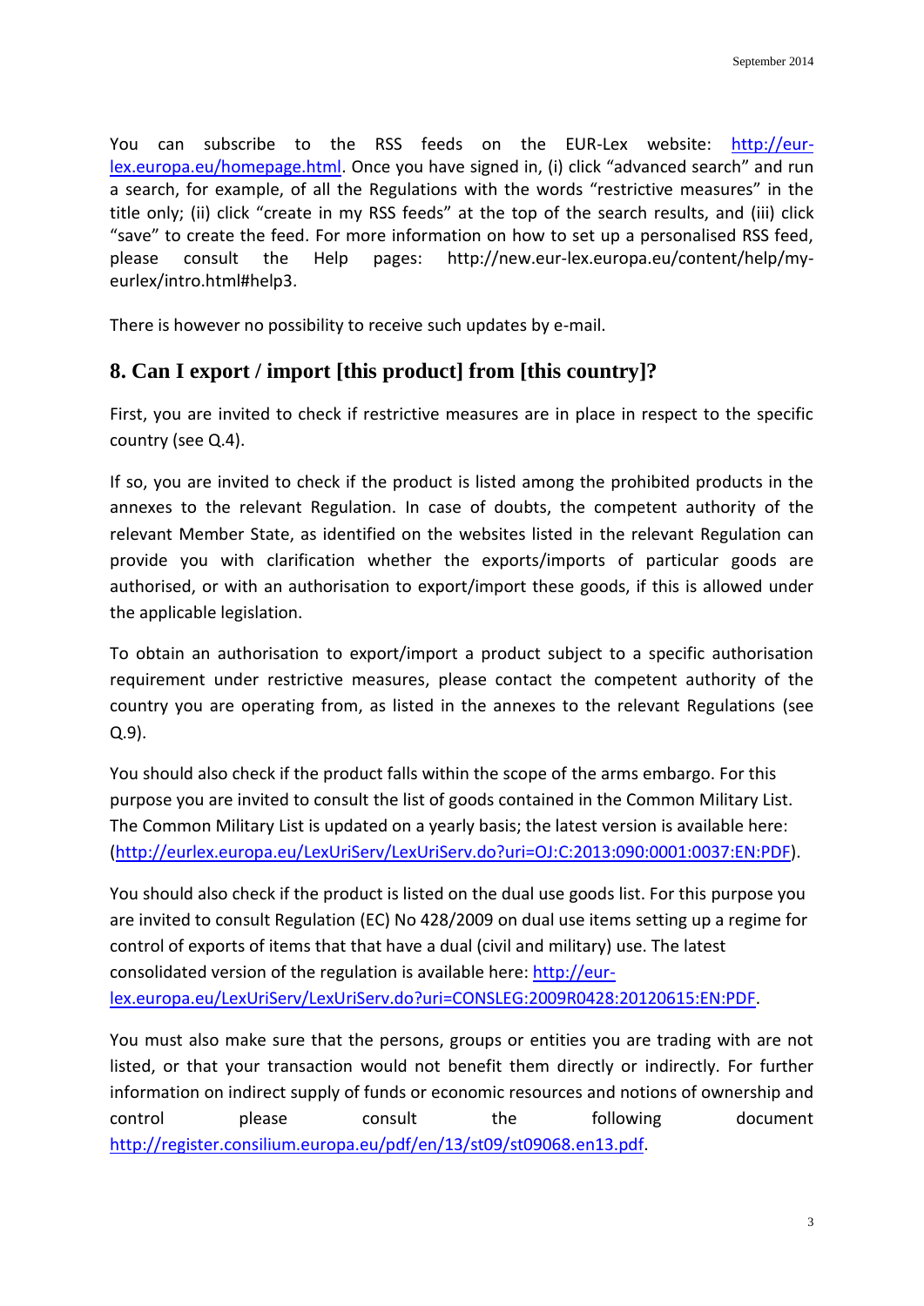You can subscribe to the RSS feeds on the EUR-Lex website: http://eur-lex.europa.eu/homepage.html. Once you have signed in, (i) click “advanced search” and run a search, for example, of all the Regulations with the words “restrictive measures” in the title only; (ii) click “create in my RSS feeds” at the top of the search results, and (iii) click “save” to create the feed. For more information on how to set up a personalised RSS feed, please consult the Help pages: http://new.eur-lex.europa.eu/content/help/my-eurlex/intro.html#help3.

There is however no possibility to receive such updates by e-mail.

## 8. Can I export / import [this product] from [this country]?

First, you are invited to check if restrictive measures are in place in respect to the specific country (see Q.4).

If so, you are invited to check if the product is listed among the prohibited products in the annexes to the relevant Regulation. In case of doubts, the competent authority of the relevant Member State, as identified on the websites listed in the relevant Regulation can provide you with clarification whether the exports/imports of particular goods are authorised, or with an authorisation to export/import these goods, if this is allowed under the applicable legislation.

To obtain an authorisation to export/import a product subject to a specific authorisation requirement under restrictive measures, please contact the competent authority of the country you are operating from, as listed in the annexes to the relevant Regulations (see Q.9).

You should also check if the product falls within the scope of the arms embargo. For this purpose you are invited to consult the list of goods contained in the Common Military List. The Common Military List is updated on a yearly basis; the latest version is available here: (http://eurlex.europa.eu/LexUriServ/LexUriServ.do?uri=OJ:C:2013:090:0001:0037:EN:PDF).

You should also check if the product is listed on the dual use goods list. For this purpose you are invited to consult Regulation (EC) No 428/2009 on dual use items setting up a regime for control of exports of items that that have a dual (civil and military) use. The latest consolidated version of the regulation is available here: http://eur-lex.europa.eu/LexUriServ/LexUriServ.do?uri=CONSLEG:2009R0428:20120615:EN:PDF.

You must also make sure that the persons, groups or entities you are trading with are not listed, or that your transaction would not benefit them directly or indirectly. For further information on indirect supply of funds or economic resources and notions of ownership and control please consult the following document http://register.consilium.europa.eu/pdf/en/13/st09/st09068.en13.pdf.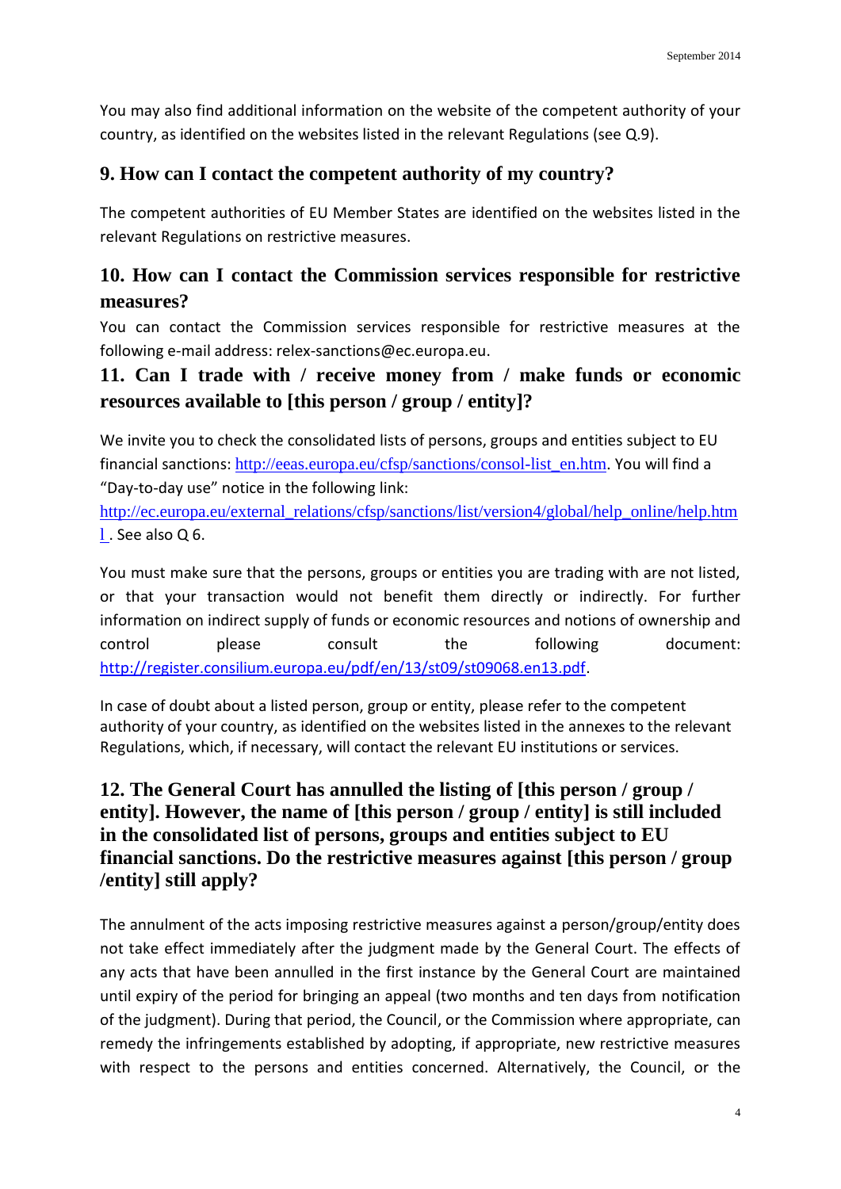You may also find additional information on the website of the competent authority of your country, as identified on the websites listed in the relevant Regulations (see Q.9).

## 9. How can I contact the competent authority of my country?

The competent authorities of EU Member States are identified on the websites listed in the relevant Regulations on restrictive measures.

## 10. How can I contact the Commission services responsible for restrictive measures?

You can contact the Commission services responsible for restrictive measures at the following e-mail address: relex-sanctions@ec.europa.eu.

## 11. Can I trade with / receive money from / make funds or economic resources available to [this person / group / entity]?

We invite you to check the consolidated lists of persons, groups and entities subject to EU financial sanctions: http://eeas.europa.eu/cfsp/sanctions/consol-list_en.htm. You will find a "Day-to-day use" notice in the following link: http://ec.europa.eu/external_relations/cfsp/sanctions/list/version4/global/help_online/help.html . See also Q 6.

You must make sure that the persons, groups or entities you are trading with are not listed, or that your transaction would not benefit them directly or indirectly. For further information on indirect supply of funds or economic resources and notions of ownership and control please consult the following document: http://register.consilium.europa.eu/pdf/en/13/st09/st09068.en13.pdf.

In case of doubt about a listed person, group or entity, please refer to the competent authority of your country, as identified on the websites listed in the annexes to the relevant Regulations, which, if necessary, will contact the relevant EU institutions or services.

## 12. The General Court has annulled the listing of [this person / group / entity]. However, the name of [this person / group / entity] is still included in the consolidated list of persons, groups and entities subject to EU financial sanctions. Do the restrictive measures against [this person / group /entity] still apply?

The annulment of the acts imposing restrictive measures against a person/group/entity does not take effect immediately after the judgment made by the General Court. The effects of any acts that have been annulled in the first instance by the General Court are maintained until expiry of the period for bringing an appeal (two months and ten days from notification of the judgment). During that period, the Council, or the Commission where appropriate, can remedy the infringements established by adopting, if appropriate, new restrictive measures with respect to the persons and entities concerned. Alternatively, the Council, or the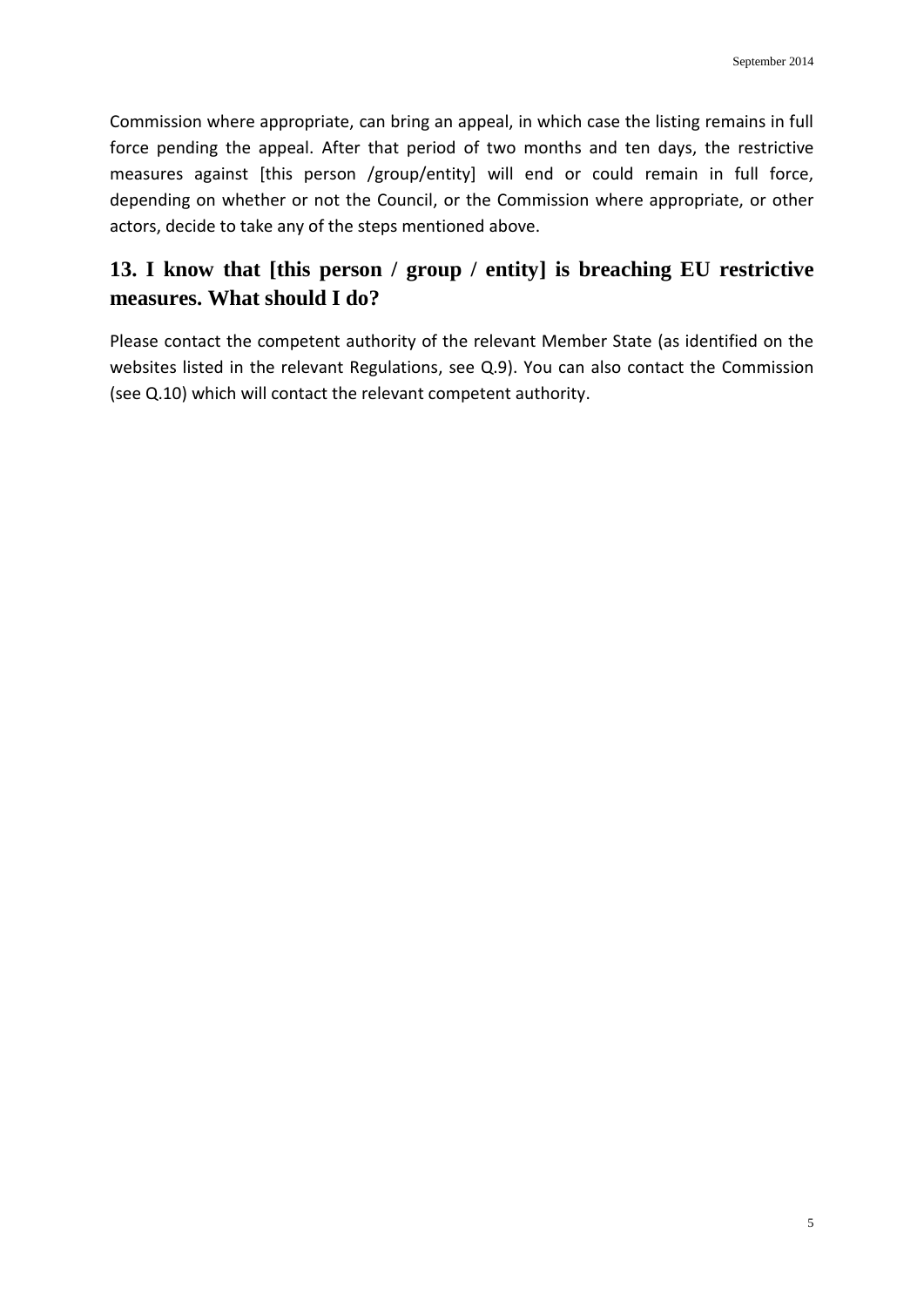Commission where appropriate, can bring an appeal, in which case the listing remains in full force pending the appeal. After that period of two months and ten days, the restrictive measures against [this person /group/entity] will end or could remain in full force, depending on whether or not the Council, or the Commission where appropriate, or other actors, decide to take any of the steps mentioned above.

## 13. I know that [this person / group / entity] is breaching EU restrictive measures. What should I do?

Please contact the competent authority of the relevant Member State (as identified on the websites listed in the relevant Regulations, see Q.9). You can also contact the Commission (see Q.10) which will contact the relevant competent authority.